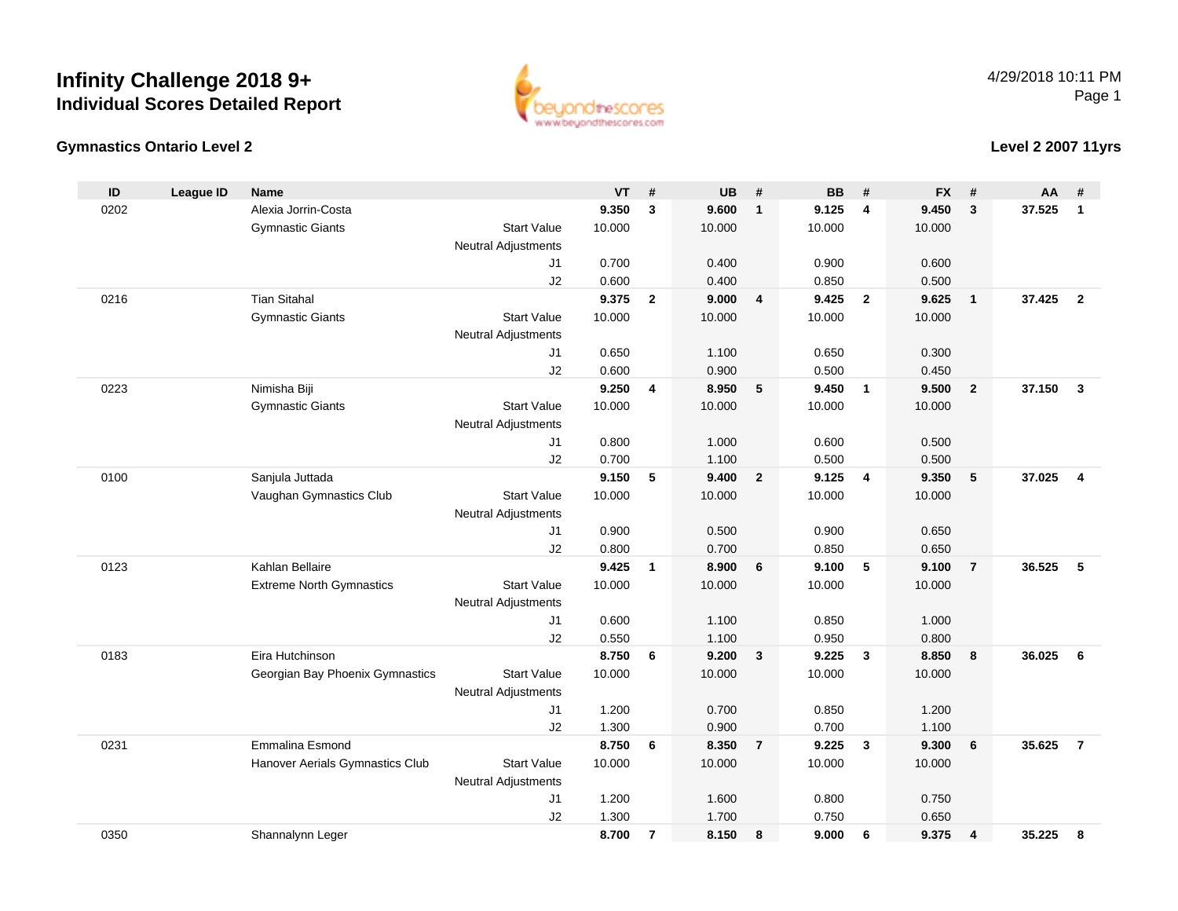# Infinity Challenge 2018 9+

## Individual Scores Detailed Report

4/29/2018 10:11 PM

### Gymnastics Ontario Level 2

### Level 2 2007 11yrs

| ID | League ID | Name | | VT | # | UB | # | BB | # | FX | # | AA | # |
|---|---|---|---|---|---|---|---|---|---|---|---|---|---|
| 0202 | | Alexia Jorrin-Costa | | **9.350** | **3** | **9.600** | **1** | **9.125** | **4** | **9.450** | **3** | **37.525** | **1** |
| | | Gymnastic Giants | Start Value | 10.000 | | 10.000 | | 10.000 | | 10.000 | | | |
| | | | Neutral Adjustments | | | | | | | | | | |
| | | | J1 | 0.700 | | 0.400 | | 0.900 | | 0.600 | | | |
| | | | J2 | 0.600 | | 0.400 | | 0.850 | | 0.500 | | | |
| 0216 | | Tian Sitahal | | **9.375** | **2** | **9.000** | **4** | **9.425** | **2** | **9.625** | **1** | **37.425** | **2** |
| | | Gymnastic Giants | Start Value | 10.000 | | 10.000 | | 10.000 | | 10.000 | | | |
| | | | Neutral Adjustments | | | | | | | | | | |
| | | | J1 | 0.650 | | 1.100 | | 0.650 | | 0.300 | | | |
| | | | J2 | 0.600 | | 0.900 | | 0.500 | | 0.450 | | | |
| 0223 | | Nimisha Biji | | **9.250** | **4** | **8.950** | **5** | **9.450** | **1** | **9.500** | **2** | **37.150** | **3** |
| | | Gymnastic Giants | Start Value | 10.000 | | 10.000 | | 10.000 | | 10.000 | | | |
| | | | Neutral Adjustments | | | | | | | | | | |
| | | | J1 | 0.800 | | 1.000 | | 0.600 | | 0.500 | | | |
| | | | J2 | 0.700 | | 1.100 | | 0.500 | | 0.500 | | | |
| 0100 | | Sanjula Juttada | | **9.150** | **5** | **9.400** | **2** | **9.125** | **4** | **9.350** | **5** | **37.025** | **4** |
| | | Vaughan Gymnastics Club | Start Value | 10.000 | | 10.000 | | 10.000 | | 10.000 | | | |
| | | | Neutral Adjustments | | | | | | | | | | |
| | | | J1 | 0.900 | | 0.500 | | 0.900 | | 0.650 | | | |
| | | | J2 | 0.800 | | 0.700 | | 0.850 | | 0.650 | | | |
| 0123 | | Kahlan Bellaire | | **9.425** | **1** | **8.900** | **6** | **9.100** | **5** | **9.100** | **7** | **36.525** | **5** |
| | | Extreme North Gymnastics | Start Value | 10.000 | | 10.000 | | 10.000 | | 10.000 | | | |
| | | | Neutral Adjustments | | | | | | | | | | |
| | | | J1 | 0.600 | | 1.100 | | 0.850 | | 1.000 | | | |
| | | | J2 | 0.550 | | 1.100 | | 0.950 | | 0.800 | | | |
| 0183 | | Eira Hutchinson | | **8.750** | **6** | **9.200** | **3** | **9.225** | **3** | **8.850** | **8** | **36.025** | **6** |
| | | Georgian Bay Phoenix Gymnastics | Start Value | 10.000 | | 10.000 | | 10.000 | | 10.000 | | | |
| | | | Neutral Adjustments | | | | | | | | | | |
| | | | J1 | 1.200 | | 0.700 | | 0.850 | | 1.200 | | | |
| | | | J2 | 1.300 | | 0.900 | | 0.700 | | 1.100 | | | |
| 0231 | | Emmalina Esmond | | **8.750** | **6** | **8.350** | **7** | **9.225** | **3** | **9.300** | **6** | **35.625** | **7** |
| | | Hanover Aerials Gymnastics Club | Start Value | 10.000 | | 10.000 | | 10.000 | | 10.000 | | | |
| | | | Neutral Adjustments | | | | | | | | | | |
| | | | J1 | 1.200 | | 1.600 | | 0.800 | | 0.750 | | | |
| | | | J2 | 1.300 | | 1.700 | | 0.750 | | 0.650 | | | |
| 0350 | | Shannalynn Leger | | **8.700** | **7** | **8.150** | **8** | **9.000** | **6** | **9.375** | **4** | **35.225** | **8** |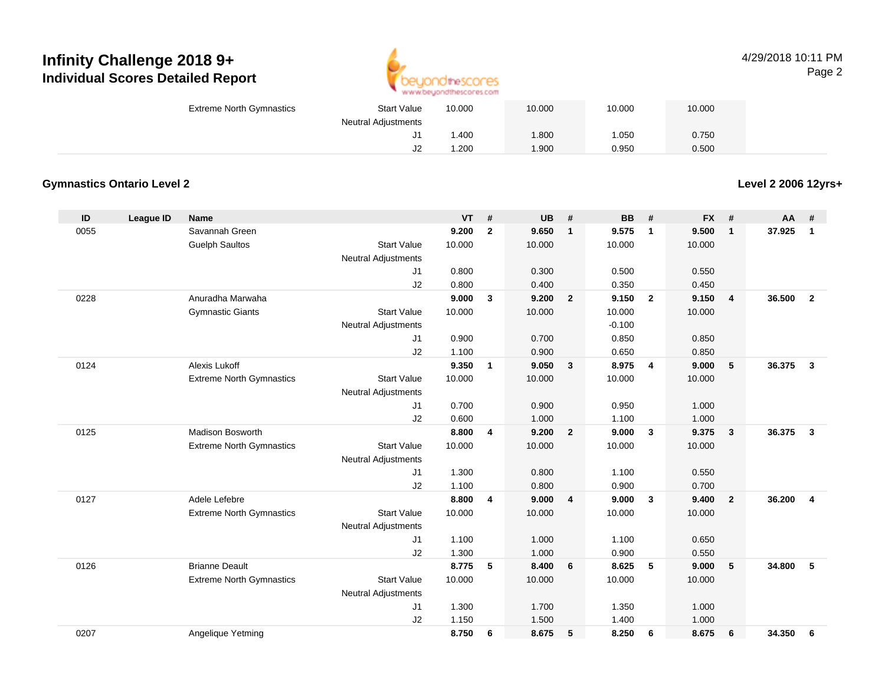# Infinity Challenge 2018 9+

## Individual Scores Detailed Report

| | | | | VT | | UB | | BB | | FX | | | |
|---|---|---|---|---|---|---|---|---|---|---|---|---|---|
| | | Extreme North Gymnastics | Start Value | 10.000 | | 10.000 | | 10.000 | | 10.000 | | | |
| | | | Neutral Adjustments | | | | | | | | | | |
| | | | J1 | 1.400 | | 1.800 | | 1.050 | | 0.750 | | | |
| | | | J2 | 1.200 | | 1.900 | | 0.950 | | 0.500 | | | |

### Gymnastics Ontario Level 2

**Level 2 2006 12yrs+**

| ID | League ID | Name | | VT | # | UB | # | BB | # | FX | # | AA | # |
|---|---|---|---|---|---|---|---|---|---|---|---|---|---|
| 0055 | | Savannah Green | | **9.200** | **2** | **9.650** | **1** | **9.575** | **1** | **9.500** | **1** | **37.925** | **1** |
| | | Guelph Saultos | Start Value | 10.000 | | 10.000 | | 10.000 | | 10.000 | | | |
| | | | Neutral Adjustments | | | | | | | | | | |
| | | | J1 | 0.800 | | 0.300 | | 0.500 | | 0.550 | | | |
| | | | J2 | 0.800 | | 0.400 | | 0.350 | | 0.450 | | | |
| 0228 | | Anuradha Marwaha | | **9.000** | **3** | **9.200** | **2** | **9.150** | **2** | **9.150** | **4** | **36.500** | **2** |
| | | Gymnastic Giants | Start Value | 10.000 | | 10.000 | | 10.000 | | 10.000 | | | |
| | | | Neutral Adjustments | | | | | -0.100 | | | | | |
| | | | J1 | 0.900 | | 0.700 | | 0.850 | | 0.850 | | | |
| | | | J2 | 1.100 | | 0.900 | | 0.650 | | 0.850 | | | |
| 0124 | | Alexis Lukoff | | **9.350** | **1** | **9.050** | **3** | **8.975** | **4** | **9.000** | **5** | **36.375** | **3** |
| | | Extreme North Gymnastics | Start Value | 10.000 | | 10.000 | | 10.000 | | 10.000 | | | |
| | | | Neutral Adjustments | | | | | | | | | | |
| | | | J1 | 0.700 | | 0.900 | | 0.950 | | 1.000 | | | |
| | | | J2 | 0.600 | | 1.000 | | 1.100 | | 1.000 | | | |
| 0125 | | Madison Bosworth | | **8.800** | **4** | **9.200** | **2** | **9.000** | **3** | **9.375** | **3** | **36.375** | **3** |
| | | Extreme North Gymnastics | Start Value | 10.000 | | 10.000 | | 10.000 | | 10.000 | | | |
| | | | Neutral Adjustments | | | | | | | | | | |
| | | | J1 | 1.300 | | 0.800 | | 1.100 | | 0.550 | | | |
| | | | J2 | 1.100 | | 0.800 | | 0.900 | | 0.700 | | | |
| 0127 | | Adele Lefebre | | **8.800** | **4** | **9.000** | **4** | **9.000** | **3** | **9.400** | **2** | **36.200** | **4** |
| | | Extreme North Gymnastics | Start Value | 10.000 | | 10.000 | | 10.000 | | 10.000 | | | |
| | | | Neutral Adjustments | | | | | | | | | | |
| | | | J1 | 1.100 | | 1.000 | | 1.100 | | 0.650 | | | |
| | | | J2 | 1.300 | | 1.000 | | 0.900 | | 0.550 | | | |
| 0126 | | Brianne Deault | | **8.775** | **5** | **8.400** | **6** | **8.625** | **5** | **9.000** | **5** | **34.800** | **5** |
| | | Extreme North Gymnastics | Start Value | 10.000 | | 10.000 | | 10.000 | | 10.000 | | | |
| | | | Neutral Adjustments | | | | | | | | | | |
| | | | J1 | 1.300 | | 1.700 | | 1.350 | | 1.000 | | | |
| | | | J2 | 1.150 | | 1.500 | | 1.400 | | 1.000 | | | |
| 0207 | | Angelique Yetming | | **8.750** | **6** | **8.675** | **5** | **8.250** | **6** | **8.675** | **6** | **34.350** | **6** |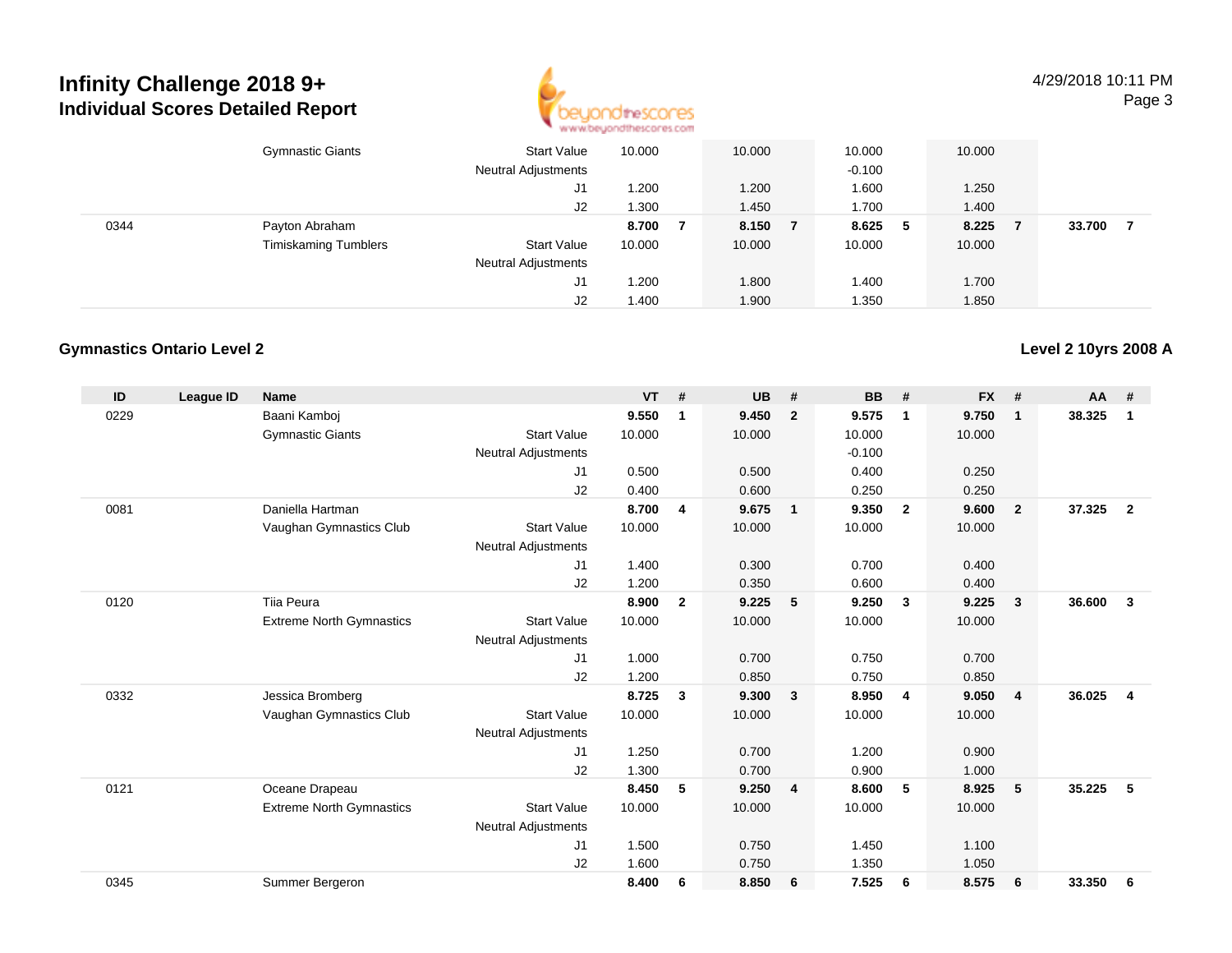# Infinity Challenge 2018 9+
## Individual Scores Detailed Report

| ID | League ID | Name | | VT | # | UB | # | BB | # | FX | # | AA | # |
|---|---|---|---|---|---|---|---|---|---|---|---|---|---|
| | | Gymnastic Giants | Start Value | 10.000 | | 10.000 | | 10.000 | | 10.000 | | | |
| | | | Neutral Adjustments | | | | | -0.100 | | | | | |
| | | | J1 | 1.200 | | 1.200 | | 1.600 | | 1.250 | | | |
| | | | J2 | 1.300 | | 1.450 | | 1.700 | | 1.400 | | | |
| 0344 | | Payton Abraham | | **8.700** | **7** | **8.150** | **7** | **8.625** | **5** | **8.225** | **7** | **33.700** | **7** |
| | | Timiskaming Tumblers | Start Value | 10.000 | | 10.000 | | 10.000 | | 10.000 | | | |
| | | | Neutral Adjustments | | | | | | | | | | |
| | | | J1 | 1.200 | | 1.800 | | 1.400 | | 1.700 | | | |
| | | | J2 | 1.400 | | 1.900 | | 1.350 | | 1.850 | | | |

### Gymnastics Ontario Level 2

**Level 2 10yrs 2008 A**

| ID | League ID | Name | | VT | # | UB | # | BB | # | FX | # | AA | # |
|---|---|---|---|---|---|---|---|---|---|---|---|---|---|
| 0229 | | Baani Kamboj | | **9.550** | **1** | **9.450** | **2** | **9.575** | **1** | **9.750** | **1** | **38.325** | **1** |
| | | Gymnastic Giants | Start Value | 10.000 | | 10.000 | | 10.000 | | 10.000 | | | |
| | | | Neutral Adjustments | | | | | -0.100 | | | | | |
| | | | J1 | 0.500 | | 0.500 | | 0.400 | | 0.250 | | | |
| | | | J2 | 0.400 | | 0.600 | | 0.250 | | 0.250 | | | |
| 0081 | | Daniella Hartman | | **8.700** | **4** | **9.675** | **1** | **9.350** | **2** | **9.600** | **2** | **37.325** | **2** |
| | | Vaughan Gymnastics Club | Start Value | 10.000 | | 10.000 | | 10.000 | | 10.000 | | | |
| | | | Neutral Adjustments | | | | | | | | | | |
| | | | J1 | 1.400 | | 0.300 | | 0.700 | | 0.400 | | | |
| | | | J2 | 1.200 | | 0.350 | | 0.600 | | 0.400 | | | |
| 0120 | | Tiia Peura | | **8.900** | **2** | **9.225** | **5** | **9.250** | **3** | **9.225** | **3** | **36.600** | **3** |
| | | Extreme North Gymnastics | Start Value | 10.000 | | 10.000 | | 10.000 | | 10.000 | | | |
| | | | Neutral Adjustments | | | | | | | | | | |
| | | | J1 | 1.000 | | 0.700 | | 0.750 | | 0.700 | | | |
| | | | J2 | 1.200 | | 0.850 | | 0.750 | | 0.850 | | | |
| 0332 | | Jessica Bromberg | | **8.725** | **3** | **9.300** | **3** | **8.950** | **4** | **9.050** | **4** | **36.025** | **4** |
| | | Vaughan Gymnastics Club | Start Value | 10.000 | | 10.000 | | 10.000 | | 10.000 | | | |
| | | | Neutral Adjustments | | | | | | | | | | |
| | | | J1 | 1.250 | | 0.700 | | 1.200 | | 0.900 | | | |
| | | | J2 | 1.300 | | 0.700 | | 0.900 | | 1.000 | | | |
| 0121 | | Oceane Drapeau | | **8.450** | **5** | **9.250** | **4** | **8.600** | **5** | **8.925** | **5** | **35.225** | **5** |
| | | Extreme North Gymnastics | Start Value | 10.000 | | 10.000 | | 10.000 | | 10.000 | | | |
| | | | Neutral Adjustments | | | | | | | | | | |
| | | | J1 | 1.500 | | 0.750 | | 1.450 | | 1.100 | | | |
| | | | J2 | 1.600 | | 0.750 | | 1.350 | | 1.050 | | | |
| 0345 | | Summer Bergeron | | **8.400** | **6** | **8.850** | **6** | **7.525** | **6** | **8.575** | **6** | **33.350** | **6** |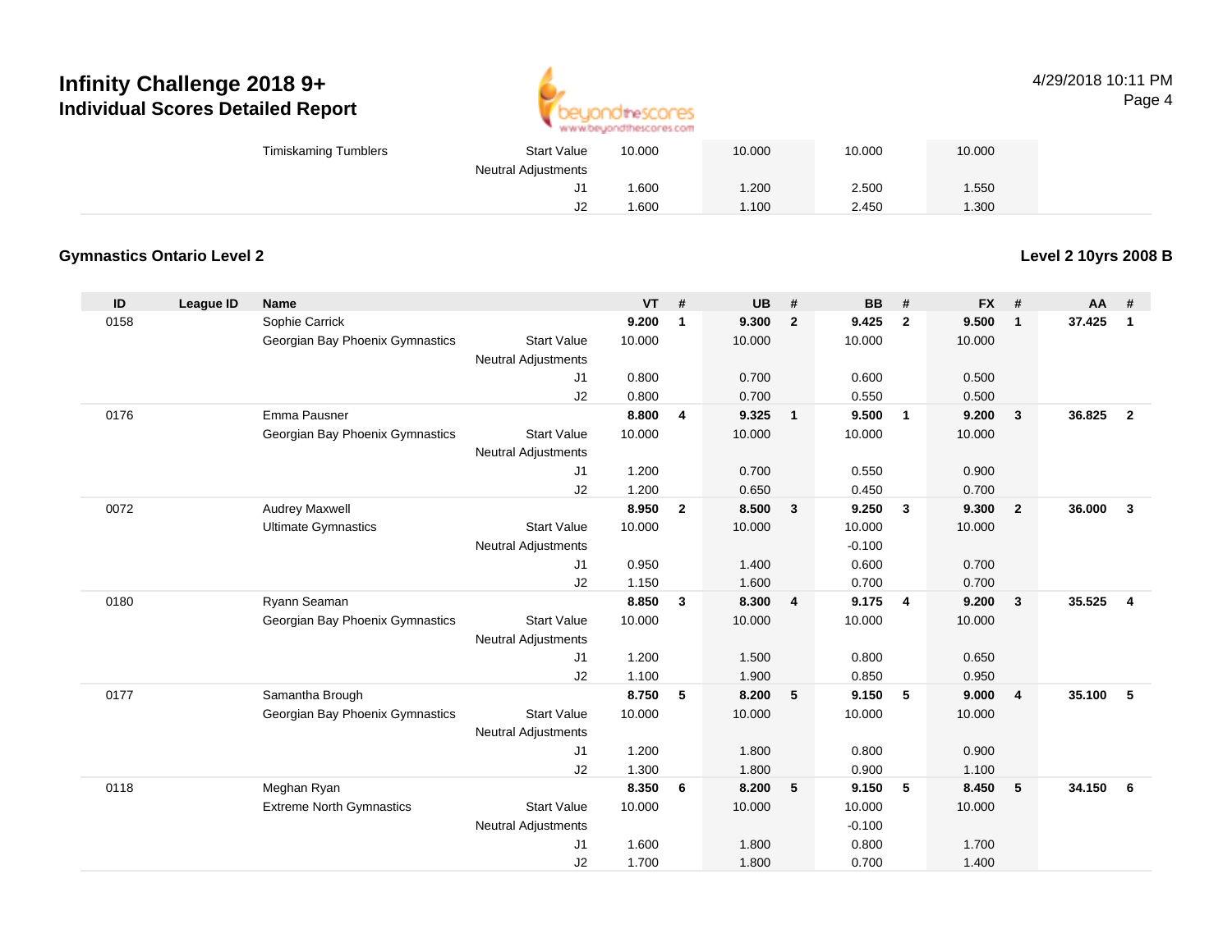# Infinity Challenge 2018 9+

## Individual Scores Detailed Report

4/29/2018 10:11 PM

| ID | League ID | Name | | VT | # | UB | # | BB | # | FX | # | AA | # |
|---|---|---|---|---|---|---|---|---|---|---|---|---|---|
| | | Timiskaming Tumblers | Start Value | 10.000 | | 10.000 | | 10.000 | | 10.000 | | | |
| | | | Neutral Adjustments | | | | | | | | | | |
| | | | J1 | 1.600 | | 1.200 | | 2.500 | | 1.550 | | | |
| | | | J2 | 1.600 | | 1.100 | | 2.450 | | 1.300 | | | |

### Gymnastics Ontario Level 2

**Level 2 10yrs 2008 B**

| ID | League ID | Name | | VT | # | UB | # | BB | # | FX | # | AA | # |
|---|---|---|---|---|---|---|---|---|---|---|---|---|---|
| 0158 | | Sophie Carrick | | **9.200** | **1** | **9.300** | **2** | **9.425** | **2** | **9.500** | **1** | **37.425** | **1** |
| | | Georgian Bay Phoenix Gymnastics | Start Value | 10.000 | | 10.000 | | 10.000 | | 10.000 | | | |
| | | | Neutral Adjustments | | | | | | | | | | |
| | | | J1 | 0.800 | | 0.700 | | 0.600 | | 0.500 | | | |
| | | | J2 | 0.800 | | 0.700 | | 0.550 | | 0.500 | | | |
| 0176 | | Emma Pausner | | **8.800** | **4** | **9.325** | **1** | **9.500** | **1** | **9.200** | **3** | **36.825** | **2** |
| | | Georgian Bay Phoenix Gymnastics | Start Value | 10.000 | | 10.000 | | 10.000 | | 10.000 | | | |
| | | | Neutral Adjustments | | | | | | | | | | |
| | | | J1 | 1.200 | | 0.700 | | 0.550 | | 0.900 | | | |
| | | | J2 | 1.200 | | 0.650 | | 0.450 | | 0.700 | | | |
| 0072 | | Audrey Maxwell | | **8.950** | **2** | **8.500** | **3** | **9.250** | **3** | **9.300** | **2** | **36.000** | **3** |
| | | Ultimate Gymnastics | Start Value | 10.000 | | 10.000 | | 10.000 | | 10.000 | | | |
| | | | Neutral Adjustments | | | | | -0.100 | | | | | |
| | | | J1 | 0.950 | | 1.400 | | 0.600 | | 0.700 | | | |
| | | | J2 | 1.150 | | 1.600 | | 0.700 | | 0.700 | | | |
| 0180 | | Ryann Seaman | | **8.850** | **3** | **8.300** | **4** | **9.175** | **4** | **9.200** | **3** | **35.525** | **4** |
| | | Georgian Bay Phoenix Gymnastics | Start Value | 10.000 | | 10.000 | | 10.000 | | 10.000 | | | |
| | | | Neutral Adjustments | | | | | | | | | | |
| | | | J1 | 1.200 | | 1.500 | | 0.800 | | 0.650 | | | |
| | | | J2 | 1.100 | | 1.900 | | 0.850 | | 0.950 | | | |
| 0177 | | Samantha Brough | | **8.750** | **5** | **8.200** | **5** | **9.150** | **5** | **9.000** | **4** | **35.100** | **5** |
| | | Georgian Bay Phoenix Gymnastics | Start Value | 10.000 | | 10.000 | | 10.000 | | 10.000 | | | |
| | | | Neutral Adjustments | | | | | | | | | | |
| | | | J1 | 1.200 | | 1.800 | | 0.800 | | 0.900 | | | |
| | | | J2 | 1.300 | | 1.800 | | 0.900 | | 1.100 | | | |
| 0118 | | Meghan Ryan | | **8.350** | **6** | **8.200** | **5** | **9.150** | **5** | **8.450** | **5** | **34.150** | **6** |
| | | Extreme North Gymnastics | Start Value | 10.000 | | 10.000 | | 10.000 | | 10.000 | | | |
| | | | Neutral Adjustments | | | | | -0.100 | | | | | |
| | | | J1 | 1.600 | | 1.800 | | 0.800 | | 1.700 | | | |
| | | | J2 | 1.700 | | 1.800 | | 0.700 | | 1.400 | | | |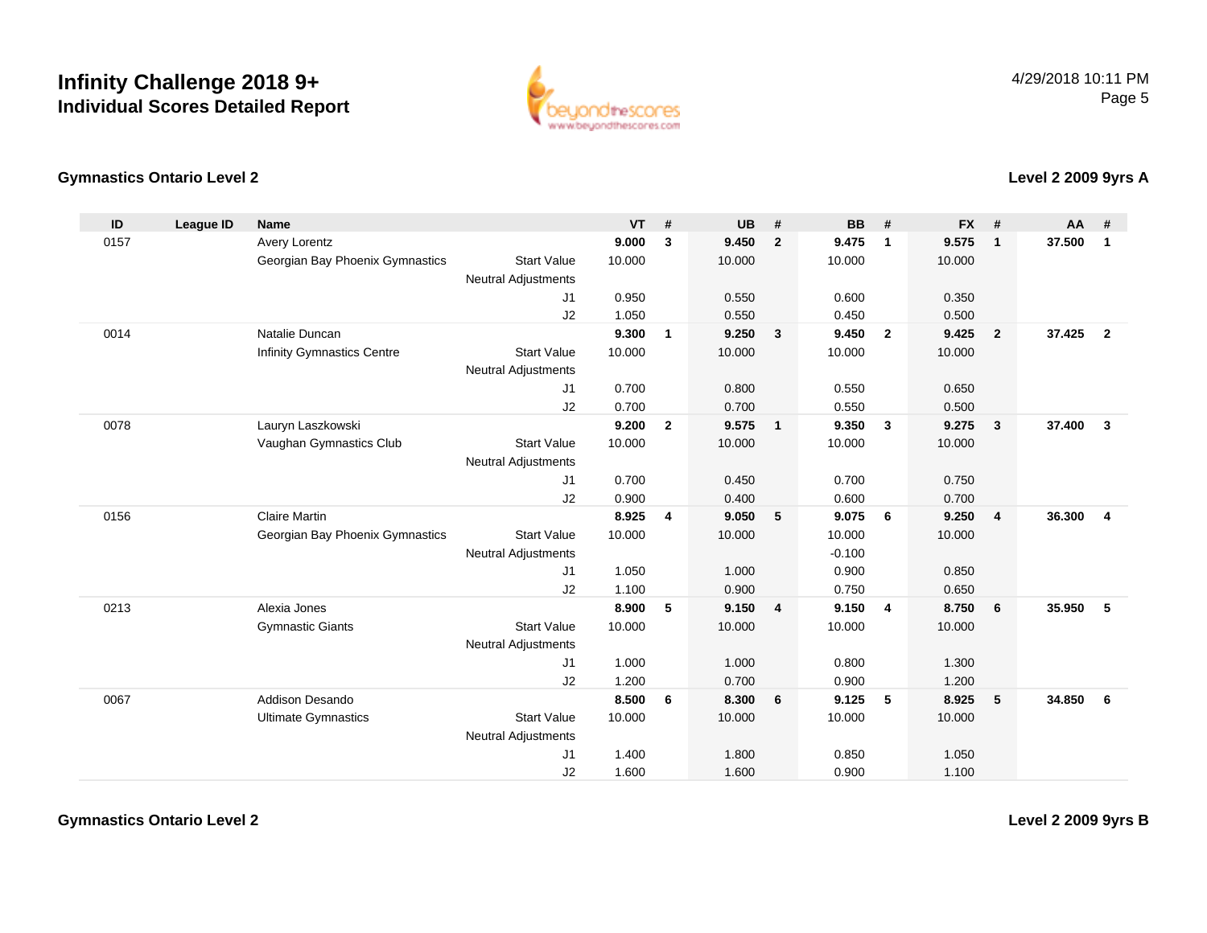# Infinity Challenge 2018 9+
## Individual Scores Detailed Report

4/29/2018 10:11 PM

### Gymnastics Ontario Level 2

### Level 2 2009 9yrs A

| ID | League ID | Name | | VT | # | UB | # | BB | # | FX | # | AA | # |
|---|---|---|---|---|---|---|---|---|---|---|---|---|---|
| 0157 | | Avery Lorentz | | **9.000** | **3** | **9.450** | **2** | **9.475** | **1** | **9.575** | **1** | **37.500** | **1** |
| | | Georgian Bay Phoenix Gymnastics | Start Value | 10.000 | | 10.000 | | 10.000 | | 10.000 | | | |
| | | | Neutral Adjustments | | | | | | | | | | |
| | | | J1 | 0.950 | | 0.550 | | 0.600 | | 0.350 | | | |
| | | | J2 | 1.050 | | 0.550 | | 0.450 | | 0.500 | | | |
| 0014 | | Natalie Duncan | | **9.300** | **1** | **9.250** | **3** | **9.450** | **2** | **9.425** | **2** | **37.425** | **2** |
| | | Infinity Gymnastics Centre | Start Value | 10.000 | | 10.000 | | 10.000 | | 10.000 | | | |
| | | | Neutral Adjustments | | | | | | | | | | |
| | | | J1 | 0.700 | | 0.800 | | 0.550 | | 0.650 | | | |
| | | | J2 | 0.700 | | 0.700 | | 0.550 | | 0.500 | | | |
| 0078 | | Lauryn Laszkowski | | **9.200** | **2** | **9.575** | **1** | **9.350** | **3** | **9.275** | **3** | **37.400** | **3** |
| | | Vaughan Gymnastics Club | Start Value | 10.000 | | 10.000 | | 10.000 | | 10.000 | | | |
| | | | Neutral Adjustments | | | | | | | | | | |
| | | | J1 | 0.700 | | 0.450 | | 0.700 | | 0.750 | | | |
| | | | J2 | 0.900 | | 0.400 | | 0.600 | | 0.700 | | | |
| 0156 | | Claire Martin | | **8.925** | **4** | **9.050** | **5** | **9.075** | **6** | **9.250** | **4** | **36.300** | **4** |
| | | Georgian Bay Phoenix Gymnastics | Start Value | 10.000 | | 10.000 | | 10.000 | | 10.000 | | | |
| | | | Neutral Adjustments | | | | | -0.100 | | | | | |
| | | | J1 | 1.050 | | 1.000 | | 0.900 | | 0.850 | | | |
| | | | J2 | 1.100 | | 0.900 | | 0.750 | | 0.650 | | | |
| 0213 | | Alexia Jones | | **8.900** | **5** | **9.150** | **4** | **9.150** | **4** | **8.750** | **6** | **35.950** | **5** |
| | | Gymnastic Giants | Start Value | 10.000 | | 10.000 | | 10.000 | | 10.000 | | | |
| | | | Neutral Adjustments | | | | | | | | | | |
| | | | J1 | 1.000 | | 1.000 | | 0.800 | | 1.300 | | | |
| | | | J2 | 1.200 | | 0.700 | | 0.900 | | 1.200 | | | |
| 0067 | | Addison Desando | | **8.500** | **6** | **8.300** | **6** | **9.125** | **5** | **8.925** | **5** | **34.850** | **6** |
| | | Ultimate Gymnastics | Start Value | 10.000 | | 10.000 | | 10.000 | | 10.000 | | | |
| | | | Neutral Adjustments | | | | | | | | | | |
| | | | J1 | 1.400 | | 1.800 | | 0.850 | | 1.050 | | | |
| | | | J2 | 1.600 | | 1.600 | | 0.900 | | 1.100 | | | |

### Gymnastics Ontario Level 2

### Level 2 2009 9yrs B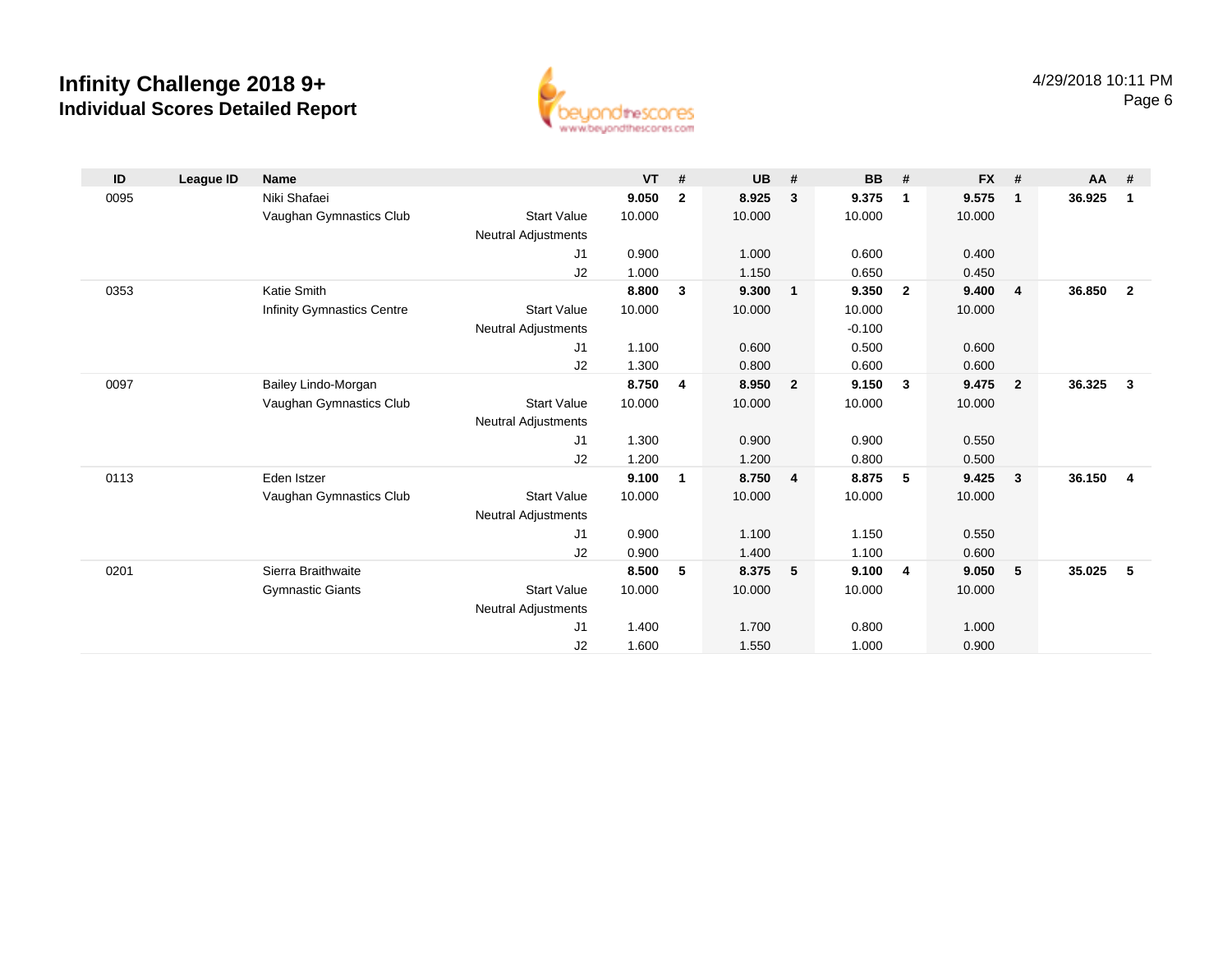# Infinity Challenge 2018 9+

## Individual Scores Detailed Report

4/29/2018 10:11 PM

| ID | League ID | Name | | VT | # | UB | # | BB | # | FX | # | AA | # |
|---|---|---|---|---|---|---|---|---|---|---|---|---|---|
| 0095 | | Niki Shafaei | | **9.050** | **2** | **8.925** | **3** | **9.375** | **1** | **9.575** | **1** | **36.925** | **1** |
| | | Vaughan Gymnastics Club | Start Value | 10.000 | | 10.000 | | 10.000 | | 10.000 | | | |
| | | | Neutral Adjustments | | | | | | | | | | |
| | | | J1 | 0.900 | | 1.000 | | 0.600 | | 0.400 | | | |
| | | | J2 | 1.000 | | 1.150 | | 0.650 | | 0.450 | | | |
| 0353 | | Katie Smith | | **8.800** | **3** | **9.300** | **1** | **9.350** | **2** | **9.400** | **4** | **36.850** | **2** |
| | | Infinity Gymnastics Centre | Start Value | 10.000 | | 10.000 | | 10.000 | | 10.000 | | | |
| | | | Neutral Adjustments | | | | | -0.100 | | | | | |
| | | | J1 | 1.100 | | 0.600 | | 0.500 | | 0.600 | | | |
| | | | J2 | 1.300 | | 0.800 | | 0.600 | | 0.600 | | | |
| 0097 | | Bailey Lindo-Morgan | | **8.750** | **4** | **8.950** | **2** | **9.150** | **3** | **9.475** | **2** | **36.325** | **3** |
| | | Vaughan Gymnastics Club | Start Value | 10.000 | | 10.000 | | 10.000 | | 10.000 | | | |
| | | | Neutral Adjustments | | | | | | | | | | |
| | | | J1 | 1.300 | | 0.900 | | 0.900 | | 0.550 | | | |
| | | | J2 | 1.200 | | 1.200 | | 0.800 | | 0.500 | | | |
| 0113 | | Eden Istzer | | **9.100** | **1** | **8.750** | **4** | **8.875** | **5** | **9.425** | **3** | **36.150** | **4** |
| | | Vaughan Gymnastics Club | Start Value | 10.000 | | 10.000 | | 10.000 | | 10.000 | | | |
| | | | Neutral Adjustments | | | | | | | | | | |
| | | | J1 | 0.900 | | 1.100 | | 1.150 | | 0.550 | | | |
| | | | J2 | 0.900 | | 1.400 | | 1.100 | | 0.600 | | | |
| 0201 | | Sierra Braithwaite | | **8.500** | **5** | **8.375** | **5** | **9.100** | **4** | **9.050** | **5** | **35.025** | **5** |
| | | Gymnastic Giants | Start Value | 10.000 | | 10.000 | | 10.000 | | 10.000 | | | |
| | | | Neutral Adjustments | | | | | | | | | | |
| | | | J1 | 1.400 | | 1.700 | | 0.800 | | 1.000 | | | |
| | | | J2 | 1.600 | | 1.550 | | 1.000 | | 0.900 | | | |